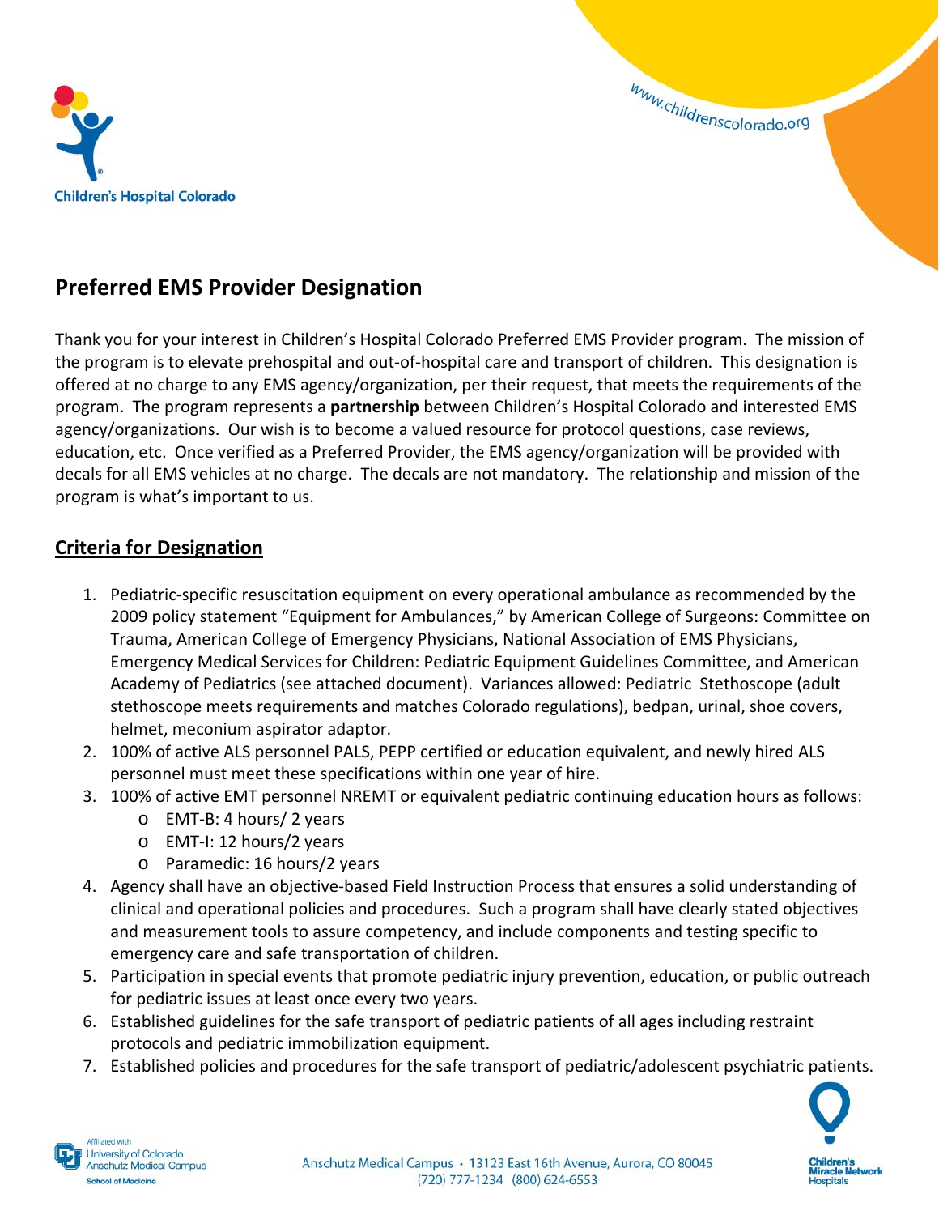Children's Hospital Colorado

www.childrenscolorado.org

## Preferred EMS Provider Designation

Thank you for your interest in Children's Hospital Colorado Preferred EMS Provider program. The mission of the program is to elevate prehospital and out-of-hospital care and transport of children. This designation is offered at no charge to any EMS agency/organization, per their request, that meets the requirements of the program. The program represents a **partnership** between Children's Hospital Colorado and interested EMS agency/organizations. Our wish is to become a valued resource for protocol questions, case reviews, education, etc. Once verified as a Preferred Provider, the EMS agency/organization will be provided with decals for all EMS vehicles at no charge. The decals are not mandatory. The relationship and mission of the program is what's important to us.

### Criteria for Designation

1. Pediatric-specific resuscitation equipment on every operational ambulance as recommended by the 2009 policy statement "Equipment for Ambulances," by American College of Surgeons: Committee on Trauma, American College of Emergency Physicians, National Association of EMS Physicians, Emergency Medical Services for Children: Pediatric Equipment Guidelines Committee, and American Academy of Pediatrics (see attached document). Variances allowed: Pediatric Stethoscope (adult stethoscope meets requirements and matches Colorado regulations), bedpan, urinal, shoe covers, helmet, meconium aspirator adaptor.
2. 100% of active ALS personnel PALS, PEPP certified or education equivalent, and newly hired ALS personnel must meet these specifications within one year of hire.
3. 100% of active EMT personnel NREMT or equivalent pediatric continuing education hours as follows:
   - EMT-B: 4 hours/ 2 years
   - EMT-I: 12 hours/2 years
   - Paramedic: 16 hours/2 years
4. Agency shall have an objective-based Field Instruction Process that ensures a solid understanding of clinical and operational policies and procedures. Such a program shall have clearly stated objectives and measurement tools to assure competency, and include components and testing specific to emergency care and safe transportation of children.
5. Participation in special events that promote pediatric injury prevention, education, or public outreach for pediatric issues at least once every two years.
6. Established guidelines for the safe transport of pediatric patients of all ages including restraint protocols and pediatric immobilization equipment.
7. Established policies and procedures for the safe transport of pediatric/adolescent psychiatric patients.

Affiliated with University of Colorado Anschutz Medical Campus School of Medicine

Anschutz Medical Campus • 13123 East 16th Avenue, Aurora, CO 80045
(720) 777-1234 (800) 624-6553

Children's Miracle Network Hospitals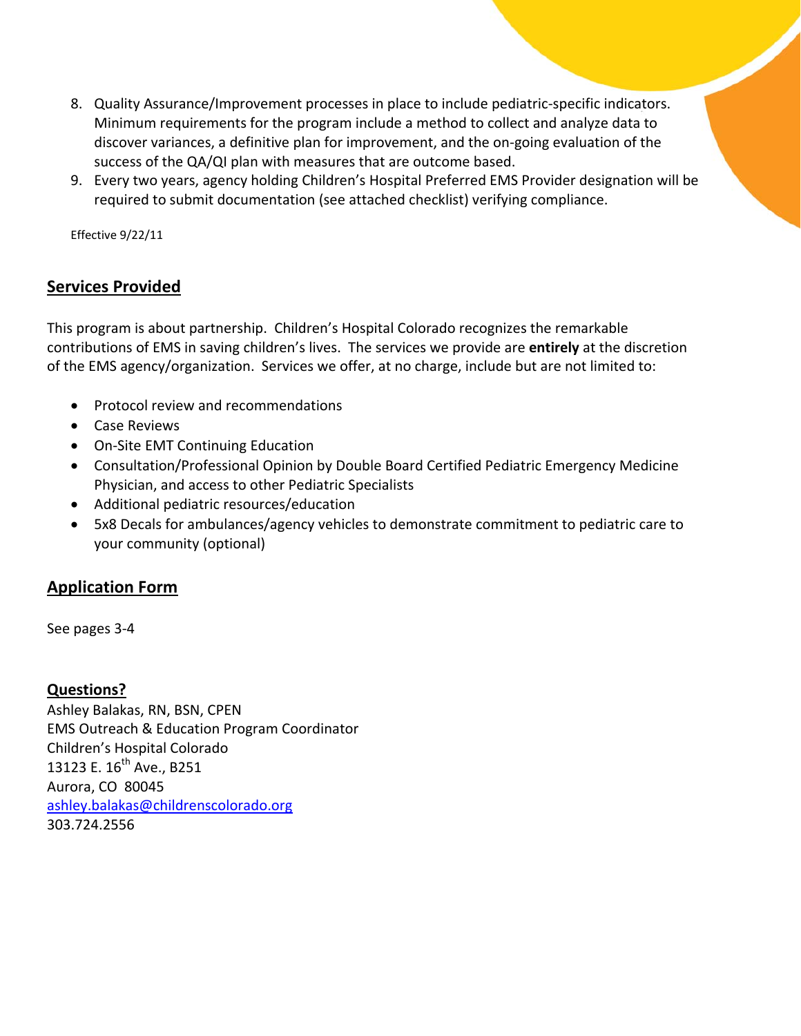8. Quality Assurance/Improvement processes in place to include pediatric-specific indicators. Minimum requirements for the program include a method to collect and analyze data to discover variances, a definitive plan for improvement, and the on-going evaluation of the success of the QA/QI plan with measures that are outcome based.
9. Every two years, agency holding Children's Hospital Preferred EMS Provider designation will be required to submit documentation (see attached checklist) verifying compliance.

Effective 9/22/11

## Services Provided

This program is about partnership. Children's Hospital Colorado recognizes the remarkable contributions of EMS in saving children's lives. The services we provide are **entirely** at the discretion of the EMS agency/organization. Services we offer, at no charge, include but are not limited to:

- Protocol review and recommendations
- Case Reviews
- On-Site EMT Continuing Education
- Consultation/Professional Opinion by Double Board Certified Pediatric Emergency Medicine Physician, and access to other Pediatric Specialists
- Additional pediatric resources/education
- 5x8 Decals for ambulances/agency vehicles to demonstrate commitment to pediatric care to your community (optional)

## Application Form

See pages 3-4

## Questions?

Ashley Balakas, RN, BSN, CPEN
EMS Outreach & Education Program Coordinator
Children's Hospital Colorado
13123 E. 16th Ave., B251
Aurora, CO 80045
ashley.balakas@childrenscolorado.org
303.724.2556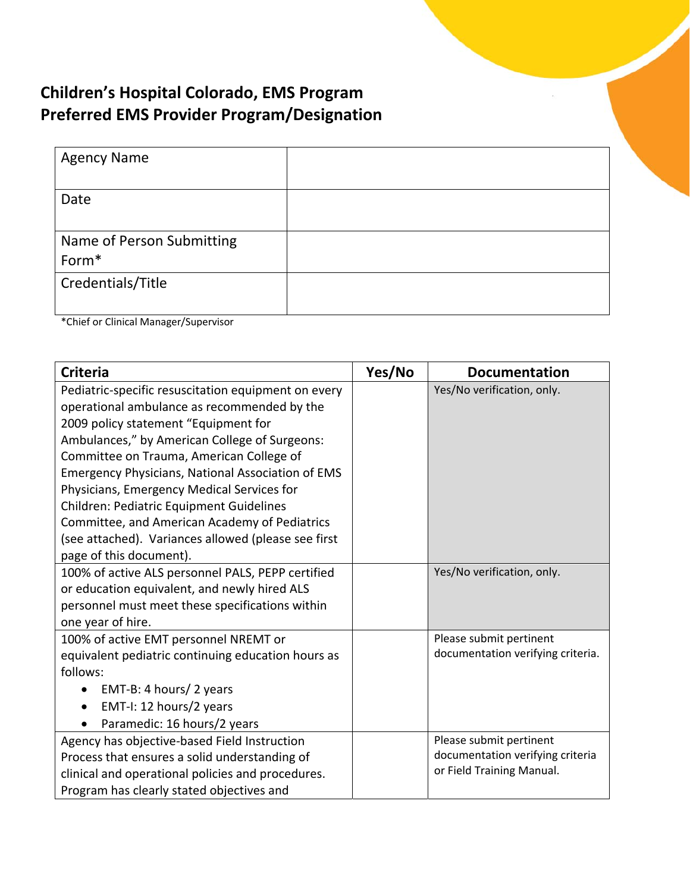## Children's Hospital Colorado, EMS Program
## Preferred EMS Provider Program/Designation

| Agency Name | |
|---|---|
| Date | |
| Name of Person Submitting Form* | |
| Credentials/Title | |

*Chief or Clinical Manager/Supervisor

| Criteria | Yes/No | Documentation |
|---|---|---|
| Pediatric-specific resuscitation equipment on every operational ambulance as recommended by the 2009 policy statement "Equipment for Ambulances," by American College of Surgeons: Committee on Trauma, American College of Emergency Physicians, National Association of EMS Physicians, Emergency Medical Services for Children: Pediatric Equipment Guidelines Committee, and American Academy of Pediatrics (see attached). Variances allowed (please see first page of this document). | | Yes/No verification, only. |
| 100% of active ALS personnel PALS, PEPP certified or education equivalent, and newly hired ALS personnel must meet these specifications within one year of hire. | | Yes/No verification, only. |
| 100% of active EMT personnel NREMT or equivalent pediatric continuing education hours as follows: <br>• EMT-B: 4 hours/ 2 years <br>• EMT-I: 12 hours/2 years <br>• Paramedic: 16 hours/2 years | | Please submit pertinent documentation verifying criteria. |
| Agency has objective-based Field Instruction Process that ensures a solid understanding of clinical and operational policies and procedures. Program has clearly stated objectives and | | Please submit pertinent documentation verifying criteria or Field Training Manual. |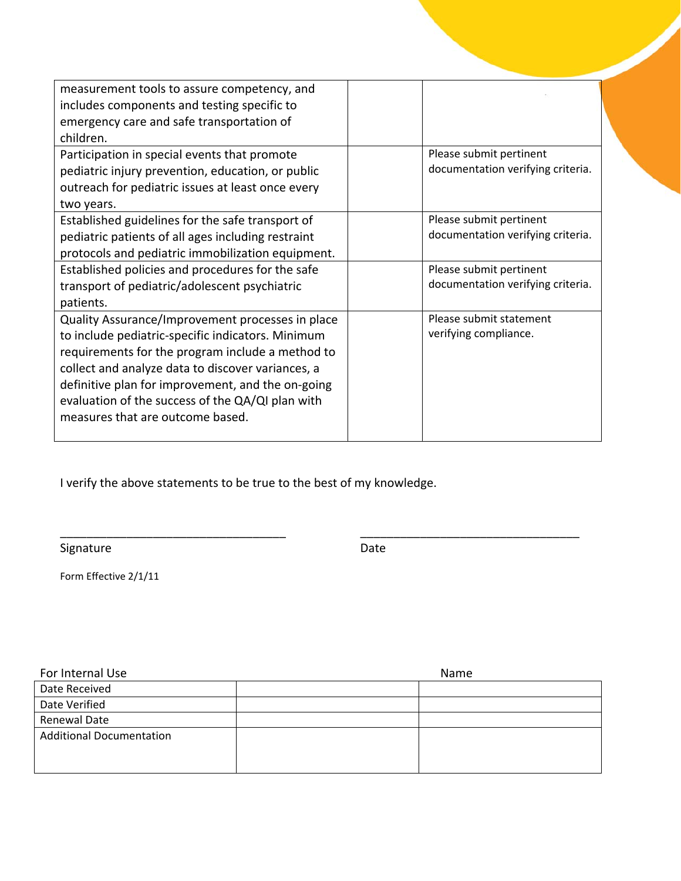| | | |
|---|---|---|
| measurement tools to assure competency, and includes components and testing specific to emergency care and safe transportation of children. | | |
| Participation in special events that promote pediatric injury prevention, education, or public outreach for pediatric issues at least once every two years. | | Please submit pertinent documentation verifying criteria. |
| Established guidelines for the safe transport of pediatric patients of all ages including restraint protocols and pediatric immobilization equipment. | | Please submit pertinent documentation verifying criteria. |
| Established policies and procedures for the safe transport of pediatric/adolescent psychiatric patients. | | Please submit pertinent documentation verifying criteria. |
| Quality Assurance/Improvement processes in place to include pediatric-specific indicators. Minimum requirements for the program include a method to collect and analyze data to discover variances, a definitive plan for improvement, and the on-going evaluation of the success of the QA/QI plan with measures that are outcome based. | | Please submit statement verifying compliance. |

I verify the above statements to be true to the best of my knowledge.

\_\_\_\_\_\_\_\_\_\_\_\_\_\_\_\_\_\_\_\_\_\_\_\_\_\_\_\_\_\_\_\_\_\_\_ Signature

\_\_\_\_\_\_\_\_\_\_\_\_\_\_\_\_\_\_\_\_\_\_\_\_\_\_\_\_\_\_\_\_\_\_\_ Date

Form Effective 2/1/11

| For Internal Use | | Name |
|---|---|---|
| Date Received | | |
| Date Verified | | |
| Renewal Date | | |
| Additional Documentation | | |